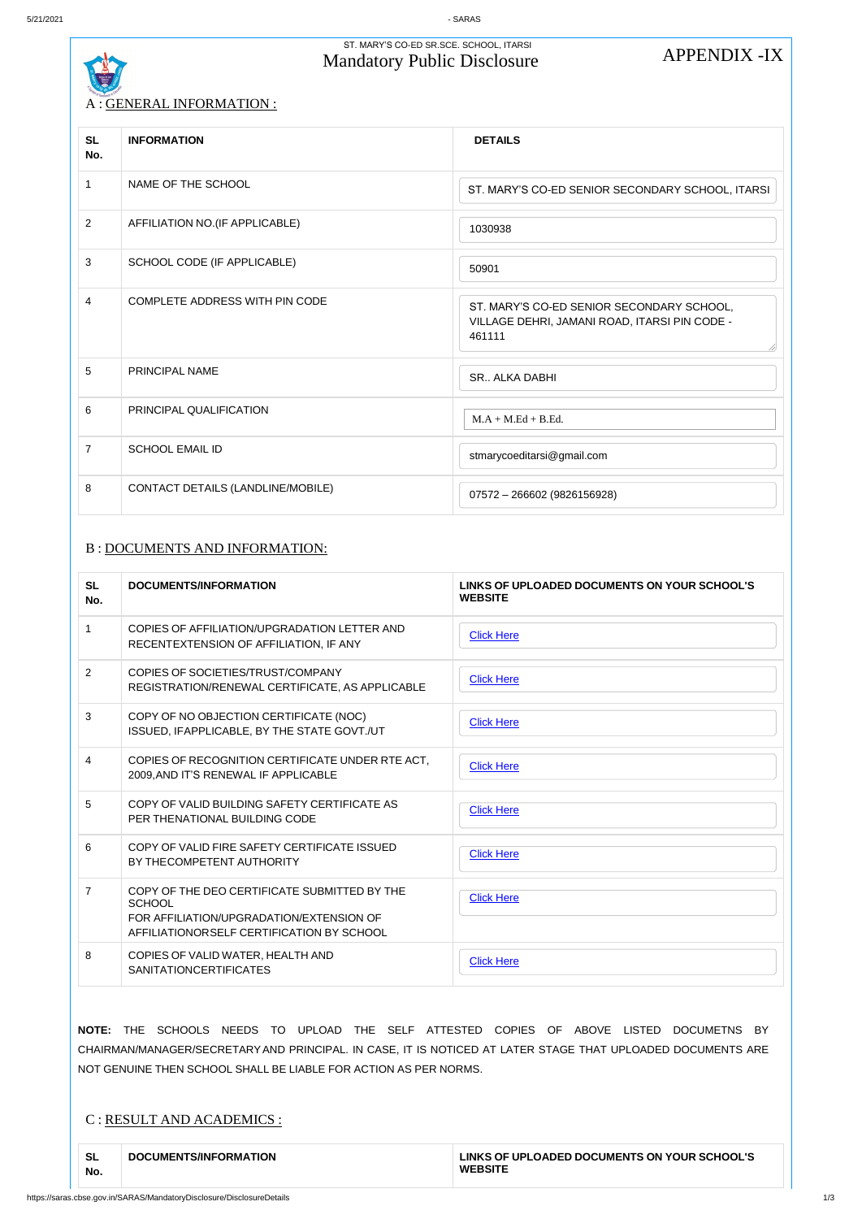ST. MARY'S CO-ED SR.SCE. SCHOOL, ITARSI

# Mandatory Public Disclosure

APPENDIX -IX

## A : GENERAL INFORMATION :

| SL No. | INFORMATION | DETAILS |
|---|---|---|
| 1 | NAME OF THE SCHOOL | ST. MARY'S CO-ED SENIOR SECONDARY SCHOOL, ITARSI |
| 2 | AFFILIATION NO.(IF APPLICABLE) | 1030938 |
| 3 | SCHOOL CODE (IF APPLICABLE) | 50901 |
| 4 | COMPLETE ADDRESS WITH PIN CODE | ST. MARY'S CO-ED SENIOR SECONDARY SCHOOL, VILLAGE DEHRI, JAMANI ROAD, ITARSI PIN CODE - 461111 |
| 5 | PRINCIPAL NAME | SR.. ALKA DABHI |
| 6 | PRINCIPAL QUALIFICATION | M.A + M.Ed + B.Ed. |
| 7 | SCHOOL EMAIL ID | stmarycoeditarsi@gmail.com |
| 8 | CONTACT DETAILS (LANDLINE/MOBILE) | 07572 – 266602 (9826156928) |

## B : DOCUMENTS AND INFORMATION:

| SL No. | DOCUMENTS/INFORMATION | LINKS OF UPLOADED DOCUMENTS ON YOUR SCHOOL'S WEBSITE |
|---|---|---|
| 1 | COPIES OF AFFILIATION/UPGRADATION LETTER AND RECENTEXTENSION OF AFFILIATION, IF ANY | Click Here |
| 2 | COPIES OF SOCIETIES/TRUST/COMPANY REGISTRATION/RENEWAL CERTIFICATE, AS APPLICABLE | Click Here |
| 3 | COPY OF NO OBJECTION CERTIFICATE (NOC) ISSUED, IFAPPLICABLE, BY THE STATE GOVT./UT | Click Here |
| 4 | COPIES OF RECOGNITION CERTIFICATE UNDER RTE ACT, 2009,AND IT'S RENEWAL IF APPLICABLE | Click Here |
| 5 | COPY OF VALID BUILDING SAFETY CERTIFICATE AS PER THENATIONAL BUILDING CODE | Click Here |
| 6 | COPY OF VALID FIRE SAFETY CERTIFICATE ISSUED BY THECOMPETENT AUTHORITY | Click Here |
| 7 | COPY OF THE DEO CERTIFICATE SUBMITTED BY THE SCHOOL FOR AFFILIATION/UPGRADATION/EXTENSION OF AFFILIATIONORSELF CERTIFICATION BY SCHOOL | Click Here |
| 8 | COPIES OF VALID WATER, HEALTH AND SANITATIONCERTIFICATES | Click Here |

**NOTE:** THE SCHOOLS NEEDS TO UPLOAD THE SELF ATTESTED COPIES OF ABOVE LISTED DOCUMETNS BY CHAIRMAN/MANAGER/SECRETARY AND PRINCIPAL. IN CASE, IT IS NOTICED AT LATER STAGE THAT UPLOADED DOCUMENTS ARE NOT GENUINE THEN SCHOOL SHALL BE LIABLE FOR ACTION AS PER NORMS.

## C : RESULT AND ACADEMICS :

| SL No. | DOCUMENTS/INFORMATION | LINKS OF UPLOADED DOCUMENTS ON YOUR SCHOOL'S WEBSITE |
|---|---|---|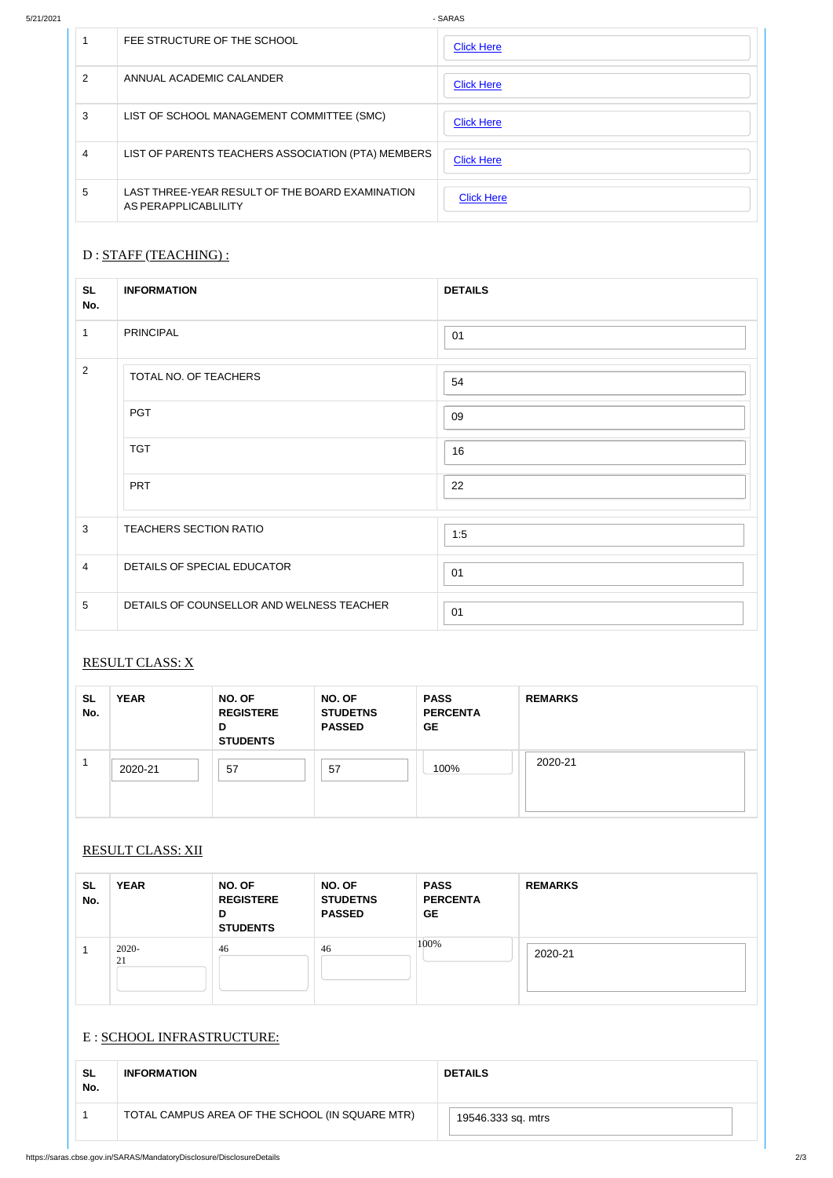| 1 | FEE STRUCTURE OF THE SCHOOL | Click Here |
|---|---|---|
| 2 | ANNUAL ACADEMIC CALANDER | Click Here |
| 3 | LIST OF SCHOOL MANAGEMENT COMMITTEE (SMC) | Click Here |
| 4 | LIST OF PARENTS TEACHERS ASSOCIATION (PTA) MEMBERS | Click Here |
| 5 | LAST THREE-YEAR RESULT OF THE BOARD EXAMINATION AS PERAPPLICABLILITY | Click Here |

## D : STAFF (TEACHING) :

| SL No. | INFORMATION | DETAILS |
|---|---|---|
| 1 | PRINCIPAL | 01 |
| 2 | TOTAL NO. OF TEACHERS | 54 |
| | PGT | 09 |
| | TGT | 16 |
| | PRT | 22 |
| 3 | TEACHERS SECTION RATIO | 1:5 |
| 4 | DETAILS OF SPECIAL EDUCATOR | 01 |
| 5 | DETAILS OF COUNSELLOR AND WELNESS TEACHER | 01 |

## RESULT CLASS: X

| SL No. | YEAR | NO. OF REGISTERED STUDENTS | NO. OF STUDETNS PASSED | PASS PERCENTAGE | REMARKS |
|---|---|---|---|---|---|
| 1 | 2020-21 | 57 | 57 | 100% | 2020-21 |

## RESULT CLASS: XII

| SL No. | YEAR | NO. OF REGISTERED STUDENTS | NO. OF STUDETNS PASSED | PASS PERCENTAGE | REMARKS |
|---|---|---|---|---|---|
| 1 | 2020-21 | 46 | 46 | 100% | 2020-21 |

## E : SCHOOL INFRASTRUCTURE:

| SL No. | INFORMATION | DETAILS |
|---|---|---|
| 1 | TOTAL CAMPUS AREA OF THE SCHOOL (IN SQUARE MTR) | 19546.333 sq. mtrs |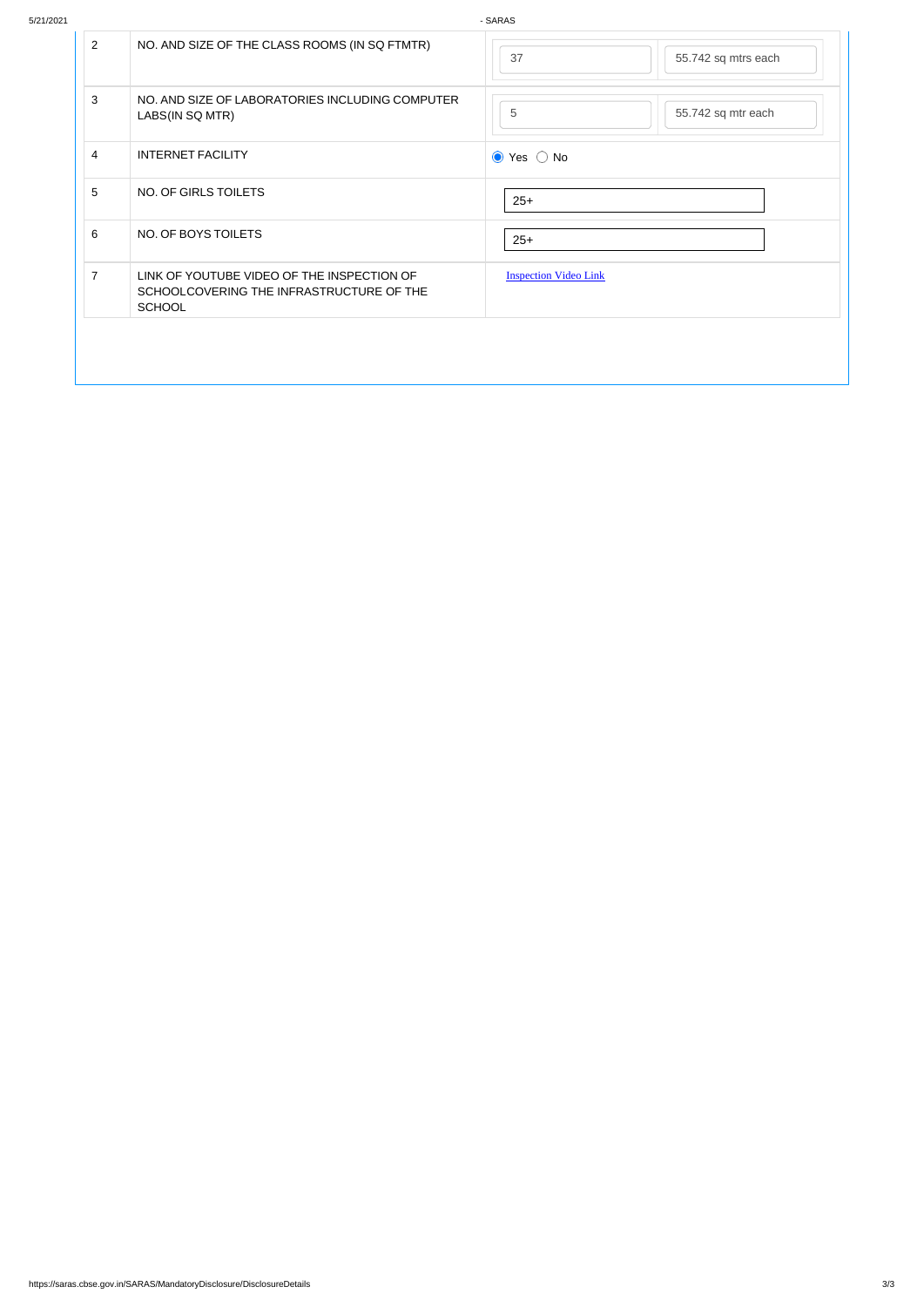| | | | |
|---|---|---|---|
| 2 | NO. AND SIZE OF THE CLASS ROOMS (IN SQ FTMTR) | 37 | 55.742 sq mtrs each |
| 3 | NO. AND SIZE OF LABORATORIES INCLUDING COMPUTER LABS(IN SQ MTR) | 5 | 55.742 sq mtr each |
| 4 | INTERNET FACILITY | ◉ Yes ○ No | |
| 5 | NO. OF GIRLS TOILETS | 25+ | |
| 6 | NO. OF BOYS TOILETS | 25+ | |
| 7 | LINK OF YOUTUBE VIDEO OF THE INSPECTION OF SCHOOLCOVERING THE INFRASTRUCTURE OF THE SCHOOL | Inspection Video Link | |